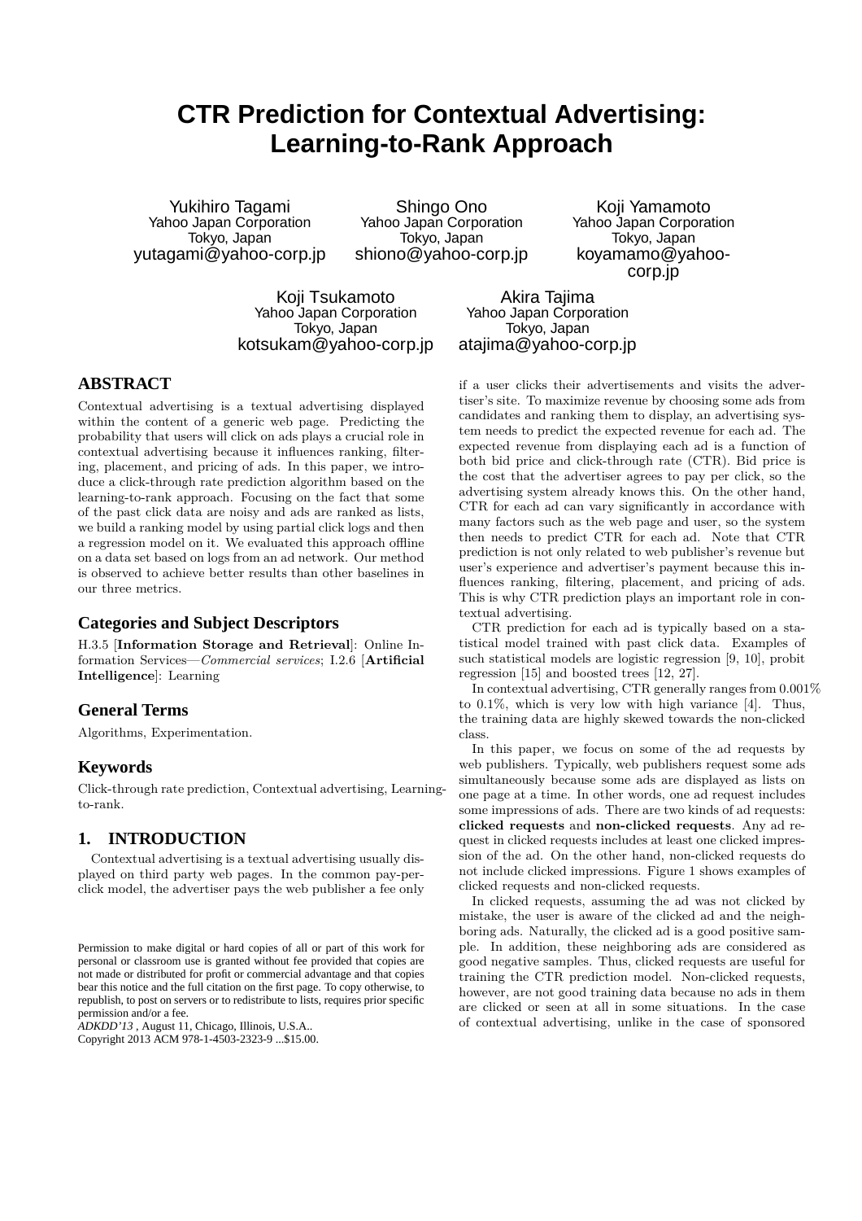# CTR Prediction for Contextual Advertising: Learning-to-Rank Approach

Yukihiro Tagami
Yahoo Japan Corporation
Tokyo, Japan
yutagami@yahoo-corp.jp

Shingo Ono
Yahoo Japan Corporation
Tokyo, Japan
shiono@yahoo-corp.jp

Koji Yamamoto
Yahoo Japan Corporation
Tokyo, Japan
koyamamo@yahoo-corp.jp

Koji Tsukamoto
Yahoo Japan Corporation
Tokyo, Japan
kotsukam@yahoo-corp.jp

Akira Tajima
Yahoo Japan Corporation
Tokyo, Japan
atajima@yahoo-corp.jp

## ABSTRACT

Contextual advertising is a textual advertising displayed within the content of a generic web page. Predicting the probability that users will click on ads plays a crucial role in contextual advertising because it influences ranking, filtering, placement, and pricing of ads. In this paper, we introduce a click-through rate prediction algorithm based on the learning-to-rank approach. Focusing on the fact that some of the past click data are noisy and ads are ranked as lists, we build a ranking model by using partial click logs and then a regression model on it. We evaluated this approach offline on a data set based on logs from an ad network. Our method is observed to achieve better results than other baselines in our three metrics.

### Categories and Subject Descriptors

H.3.5 [**Information Storage and Retrieval**]: Online Information Services—*Commercial services*; I.2.6 [**Artificial Intelligence**]: Learning

### General Terms

Algorithms, Experimentation.

### Keywords

Click-through rate prediction, Contextual advertising, Learning-to-rank.

## 1. INTRODUCTION

Contextual advertising is a textual advertising usually displayed on third party web pages. In the common pay-per-click model, the advertiser pays the web publisher a fee only if a user clicks their advertisements and visits the advertiser's site. To maximize revenue by choosing some ads from candidates and ranking them to display, an advertising system needs to predict the expected revenue for each ad. The expected revenue from displaying each ad is a function of both bid price and click-through rate (CTR). Bid price is the cost that the advertiser agrees to pay per click, so the advertising system already knows this. On the other hand, CTR for each ad can vary significantly in accordance with many factors such as the web page and user, so the system then needs to predict CTR for each ad. Note that CTR prediction is not only related to web publisher's revenue but user's experience and advertiser's payment because this influences ranking, filtering, placement, and pricing of ads. This is why CTR prediction plays an important role in contextual advertising.

CTR prediction for each ad is typically based on a statistical model trained with past click data. Examples of such statistical models are logistic regression [9, 10], probit regression [15] and boosted trees [12, 27].

In contextual advertising, CTR generally ranges from 0.001% to 0.1%, which is very low with high variance [4]. Thus, the training data are highly skewed towards the non-clicked class.

In this paper, we focus on some of the ad requests by web publishers. Typically, web publishers request some ads simultaneously because some ads are displayed as lists on one page at a time. In other words, one ad request includes some impressions of ads. There are two kinds of ad requests: **clicked requests** and **non-clicked requests**. Any ad request in clicked requests includes at least one clicked impression of the ad. On the other hand, non-clicked requests do not include clicked impressions. Figure 1 shows examples of clicked requests and non-clicked requests.

In clicked requests, assuming the ad was not clicked by mistake, the user is aware of the clicked ad and the neighboring ads. Naturally, the clicked ad is a good positive sample. In addition, these neighboring ads are considered as good negative samples. Thus, clicked requests are useful for training the CTR prediction model. Non-clicked requests, however, are not good training data because no ads in them are clicked or seen at all in some situations. In the case of contextual advertising, unlike in the case of sponsored

Permission to make digital or hard copies of all or part of this work for personal or classroom use is granted without fee provided that copies are not made or distributed for profit or commercial advantage and that copies bear this notice and the full citation on the first page. To copy otherwise, to republish, to post on servers or to redistribute to lists, requires prior specific permission and/or a fee.
*ADKDD'13* , August 11, Chicago, Illinois, U.S.A..
Copyright 2013 ACM 978-1-4503-2323-9 ...$15.00.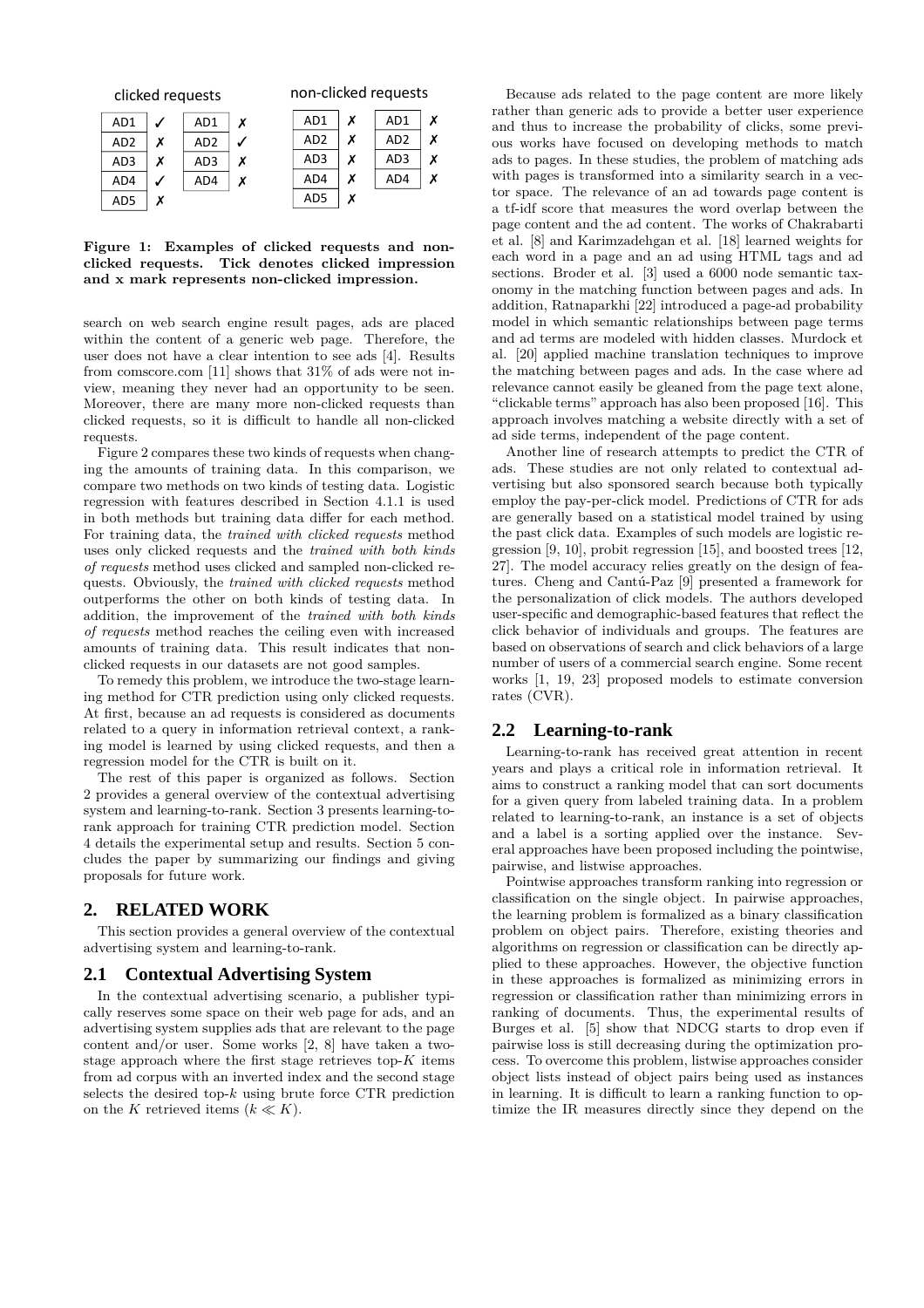clicked requests

| | | | |
|---|---|---|---|
| AD1 | ✓ | AD1 | ✗ |
| AD2 | ✗ | AD2 | ✓ |
| AD3 | ✗ | AD3 | ✗ |
| AD4 | ✓ | AD4 | ✗ |
| AD5 | ✗ | | |

non-clicked requests

| | | | |
|---|---|---|---|
| AD1 | ✗ | AD1 | ✗ |
| AD2 | ✗ | AD2 | ✗ |
| AD3 | ✗ | AD3 | ✗ |
| AD4 | ✗ | AD4 | ✗ |
| AD5 | ✗ | | |

**Figure 1: Examples of clicked requests and non-clicked requests. Tick denotes clicked impression and x mark represents non-clicked impression.**

search on web search engine result pages, ads are placed within the content of a generic web page. Therefore, the user does not have a clear intention to see ads [4]. Results from comscore.com [11] shows that 31% of ads were not in-view, meaning they never had an opportunity to be seen. Moreover, there are many more non-clicked requests than clicked requests, so it is difficult to handle all non-clicked requests.

Figure 2 compares these two kinds of requests when changing the amounts of training data. In this comparison, we compare two methods on two kinds of testing data. Logistic regression with features described in Section 4.1.1 is used in both methods but training data differ for each method. For training data, the *trained with clicked requests* method uses only clicked requests and the *trained with both kinds of requests* method uses clicked and sampled non-clicked requests. Obviously, the *trained with clicked requests* method outperforms the other on both kinds of testing data. In addition, the improvement of the *trained with both kinds of requests* method reaches the ceiling even with increased amounts of training data. This result indicates that non-clicked requests in our datasets are not good samples.

To remedy this problem, we introduce the two-stage learning method for CTR prediction using only clicked requests. At first, because an ad requests is considered as documents related to a query in information retrieval context, a ranking model is learned by using clicked requests, and then a regression model for the CTR is built on it.

The rest of this paper is organized as follows. Section 2 provides a general overview of the contextual advertising system and learning-to-rank. Section 3 presents learning-to-rank approach for training CTR prediction model. Section 4 details the experimental setup and results. Section 5 concludes the paper by summarizing our findings and giving proposals for future work.

## 2. RELATED WORK

This section provides a general overview of the contextual advertising system and learning-to-rank.

### 2.1 Contextual Advertising System

In the contextual advertising scenario, a publisher typically reserves some space on their web page for ads, and an advertising system supplies ads that are relevant to the page content and/or user. Some works [2, 8] have taken a two-stage approach where the first stage retrieves top-$K$ items from ad corpus with an inverted index and the second stage selects the desired top-$k$ using brute force CTR prediction on the $K$ retrieved items ($k \ll K$).

Because ads related to the page content are more likely rather than generic ads to provide a better user experience and thus to increase the probability of clicks, some previous works have focused on developing methods to match ads to pages. In these studies, the problem of matching ads with pages is transformed into a similarity search in a vector space. The relevance of an ad towards page content is a tf-idf score that measures the word overlap between the page content and the ad content. The works of Chakrabarti et al. [8] and Karimzadehgan et al. [18] learned weights for each word in a page and an ad using HTML tags and ad sections. Broder et al. [3] used a 6000 node semantic taxonomy in the matching function between pages and ads. In addition, Ratnaparkhi [22] introduced a page-ad probability model in which semantic relationships between page terms and ad terms are modeled with hidden classes. Murdock et al. [20] applied machine translation techniques to improve the matching between pages and ads. In the case where ad relevance cannot easily be gleaned from the page text alone, "clickable terms" approach has also been proposed [16]. This approach involves matching a website directly with a set of ad side terms, independent of the page content.

Another line of research attempts to predict the CTR of ads. These studies are not only related to contextual advertising but also sponsored search because both typically employ the pay-per-click model. Predictions of CTR for ads are generally based on a statistical model trained by using the past click data. Examples of such models are logistic regression [9, 10], probit regression [15], and boosted trees [12, 27]. The model accuracy relies greatly on the design of features. Cheng and Cantú-Paz [9] presented a framework for the personalization of click models. The authors developed user-specific and demographic-based features that reflect the click behavior of individuals and groups. The features are based on observations of search and click behaviors of a large number of users of a commercial search engine. Some recent works [1, 19, 23] proposed models to estimate conversion rates (CVR).

### 2.2 Learning-to-rank

Learning-to-rank has received great attention in recent years and plays a critical role in information retrieval. It aims to construct a ranking model that can sort documents for a given query from labeled training data. In a problem related to learning-to-rank, an instance is a set of objects and a label is a sorting applied over the instance. Several approaches have been proposed including the pointwise, pairwise, and listwise approaches.

Pointwise approaches transform ranking into regression or classification on the single object. In pairwise approaches, the learning problem is formalized as a binary classification problem on object pairs. Therefore, existing theories and algorithms on regression or classification can be directly applied to these approaches. However, the objective function in these approaches is formalized as minimizing errors in regression or classification rather than minimizing errors in ranking of documents. Thus, the experimental results of Burges et al. [5] show that NDCG starts to drop even if pairwise loss is still decreasing during the optimization process. To overcome this problem, listwise approaches consider object lists instead of object pairs being used as instances in learning. It is difficult to learn a ranking function to optimize the IR measures directly since they depend on the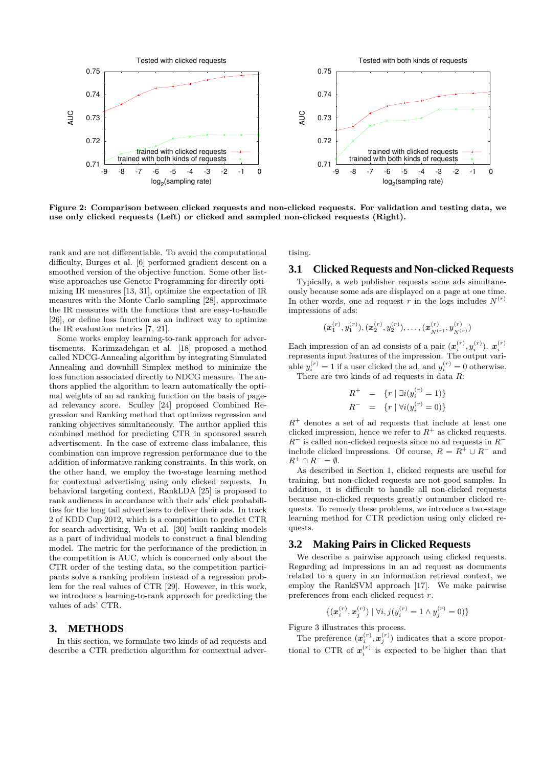Figure 2: Comparison between clicked requests and non-clicked requests. For validation and testing data, we use only clicked requests (Left) or clicked and sampled non-clicked requests (Right).

rank and are not differentiable. To avoid the computational difficulty, Burges et al. [6] performed gradient descent on a smoothed version of the objective function. Some other listwise approaches use Genetic Programming for directly optimizing IR measures [13, 31], optimize the expectation of IR measures with the Monte Carlo sampling [28], approximate the IR measures with the functions that are easy-to-handle [26], or define loss function as an indirect way to optimize the IR evaluation metrics [7, 21].

Some works employ learning-to-rank approach for advertisements. Karimzadehgan et al. [18] proposed a method called NDCG-Annealing algorithm by integrating Simulated Annealing and downhill Simplex method to minimize the loss function associated directly to NDCG measure. The authors applied the algorithm to learn automatically the optimal weights of an ad ranking function on the basis of page-ad relevancy score. Sculley [24] proposed Combined Regression and Ranking method that optimizes regression and ranking objectives simultaneously. The author applied this combined method for predicting CTR in sponsored search advertisement. In the case of extreme class imbalance, this combination can improve regression performance due to the addition of informative ranking constraints. In this work, on the other hand, we employ the two-stage learning method for contextual advertising using only clicked requests. In behavioral targeting context, RankLDA [25] is proposed to rank audiences in accordance with their ads' click probabilities for the long tail advertisers to deliver their ads. In track 2 of KDD Cup 2012, which is a competition to predict CTR for search advertising, Wu et al. [30] built ranking models as a part of individual models to construct a final blending model. The metric for the performance of the prediction in the competition is AUC, which is concerned only about the CTR order of the testing data, so the competition participants solve a ranking problem instead of a regression problem for the real values of CTR [29]. However, in this work, we introduce a learning-to-rank approach for predicting the values of ads' CTR.

# 3. METHODS

In this section, we formulate two kinds of ad requests and describe a CTR prediction algorithm for contextual advertising.

## 3.1 Clicked Requests and Non-clicked Requests

Typically, a web publisher requests some ads simultaneously because some ads are displayed on a page at one time. In other words, one ad request $r$ in the logs includes $N^{(r)}$ impressions of ads:

$$(\boldsymbol{x}_1^{(r)}, y_1^{(r)}), (\boldsymbol{x}_2^{(r)}, y_2^{(r)}), \ldots, (\boldsymbol{x}_{N^{(r)}}^{(r)}, y_{N^{(r)}}^{(r)})$$

Each impression of an ad consists of a pair $(\boldsymbol{x}_i^{(r)}, y_i^{(r)})$. $\boldsymbol{x}_i^{(r)}$ represents input features of the impression. The output variable $y_i^{(r)} = 1$ if a user clicked the ad, and $y_i^{(r)} = 0$ otherwise.

There are two kinds of ad requests in data $R$:

$$\begin{aligned} R^+ &= \{r \mid \exists i (y_i^{(r)} = 1)\} \\ R^- &= \{r \mid \forall i (y_i^{(r)} = 0)\} \end{aligned}$$

$R^+$ denotes a set of ad requests that include at least one clicked impression, hence we refer to $R^+$ as clicked requests. $R^-$ is called non-clicked requests since no ad requests in $R^-$ include clicked impressions. Of course, $R = R^+ \cup R^-$ and $R^+ \cap R^- = \emptyset$.

As described in Section 1, clicked requests are useful for training, but non-clicked requests are not good samples. In addition, it is difficult to handle all non-clicked requests because non-clicked requests greatly outnumber clicked requests. To remedy these problems, we introduce a two-stage learning method for CTR prediction using only clicked requests.

## 3.2 Making Pairs in Clicked Requests

We describe a pairwise approach using clicked requests. Regarding ad impressions in an ad request as documents related to a query in an information retrieval context, we employ the RankSVM approach [17]. We make pairwise preferences from each clicked request $r$.

$$\{(\boldsymbol{x}_i^{(r)}, \boldsymbol{x}_j^{(r)}) \mid \forall i, j (y_i^{(r)} = 1 \wedge y_j^{(r)} = 0)\}$$

Figure 3 illustrates this process.

The preference $(\boldsymbol{x}_i^{(r)}, \boldsymbol{x}_j^{(r)})$ indicates that a score proportional to CTR of $\boldsymbol{x}_i^{(r)}$ is expected to be higher than that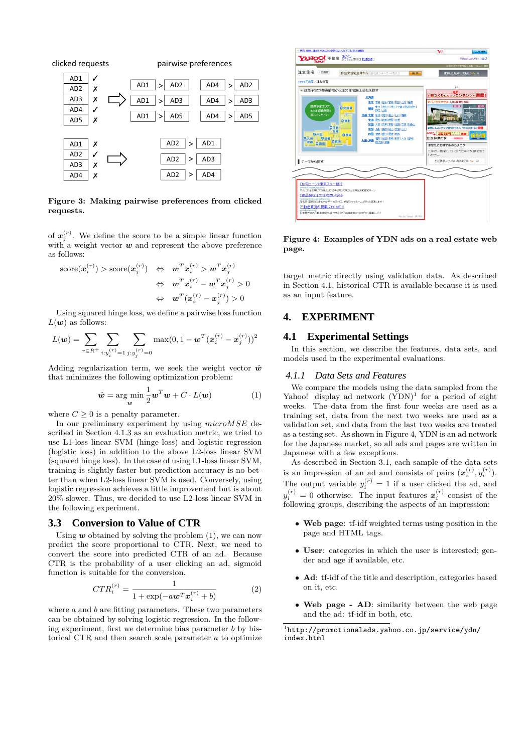Figure 3: Making pairwise preferences from clicked requests.

of $\boldsymbol{x}_j^{(r)}$. We define the score to be a simple linear function with a weight vector $\boldsymbol{w}$ and represent the above preference as follows:

$$
\begin{aligned}
\text{score}(\boldsymbol{x}_i^{(r)}) > \text{score}(\boldsymbol{x}_j^{(r)}) \quad &\Leftrightarrow \quad \boldsymbol{w}^T\boldsymbol{x}_i^{(r)} > \boldsymbol{w}^T\boldsymbol{x}_j^{(r)} \\
&\Leftrightarrow \quad \boldsymbol{w}^T\boldsymbol{x}_i^{(r)} - \boldsymbol{w}^T\boldsymbol{x}_j^{(r)} > 0 \\
&\Leftrightarrow \quad \boldsymbol{w}^T(\boldsymbol{x}_i^{(r)} - \boldsymbol{x}_j^{(r)}) > 0
\end{aligned}
$$

Using squared hinge loss, we define a pairwise loss function $L(\boldsymbol{w})$ as follows:

$$
L(\boldsymbol{w}) = \sum_{r \in R^+} \sum_{i:y_i^{(r)}=1} \sum_{j:y_j^{(r)}=0} \max(0, 1 - \boldsymbol{w}^T(\boldsymbol{x}_i^{(r)} - \boldsymbol{x}_j^{(r)}))^2
$$

Adding regularization term, we seek the weight vector $\hat{\boldsymbol{w}}$ that minimizes the following optimization problem:

$$
\hat{\boldsymbol{w}} = \arg\min_{\boldsymbol{w}} \frac{1}{2}\boldsymbol{w}^T\boldsymbol{w} + C \cdot L(\boldsymbol{w}) \tag{1}
$$

where $C \geq 0$ is a penalty parameter.

In our preliminary experiment by using *microMSE* described in Section 4.1.3 as an evaluation metric, we tried to use L1-loss linear SVM (hinge loss) and logistic regression (logistic loss) in addition to the above L2-loss linear SVM (squared hinge loss). In the case of using L1-loss linear SVM, training is slightly faster but prediction accuracy is no better than when L2-loss linear SVM is used. Conversely, using logistic regression achieves a little improvement but is about 20% slower. Thus, we decided to use L2-loss linear SVM in the following experiment.

## 3.3 Conversion to Value of CTR

Using $\boldsymbol{w}$ obtained by solving the problem (1), we can now predict the score proportional to CTR. Next, we need to convert the score into predicted CTR of an ad. Because CTR is the probability of a user clicking an ad, sigmoid function is suitable for the conversion.

$$
CTR_i^{(r)} = \frac{1}{1 + \exp(-a\boldsymbol{w}^T\boldsymbol{x}_i^{(r)} + b)} \tag{2}
$$

where $a$ and $b$ are fitting parameters. These two parameters can be obtained by solving logistic regression. In the following experiment, first we determine bias parameter $b$ by historical CTR and then search scale parameter $a$ to optimize target metric directly using validation data. As described in Section 4.1, historical CTR is available because it is used as an input feature.

Figure 4: Examples of YDN ads on a real estate web page.

# 4. EXPERIMENT

## 4.1 Experimental Settings

In this section, we describe the features, data sets, and models used in the experimental evaluations.

### 4.1.1 Data Sets and Features

We compare the models using the data sampled from the Yahoo! display ad network (YDN)[1] for a period of eight weeks. The data from the first four weeks are used as a training set, data from the next two weeks are used as a validation set, and data from the last two weeks are treated as a testing set. As shown in Figure 4, YDN is an ad network for the Japanese market, so all ads and pages are written in Japanese with a few exceptions.

As described in Section 3.1, each sample of the data sets is an impression of an ad and consists of pairs $(\boldsymbol{x}_i^{(r)}, y_i^{(r)})$. The output variable $y_i^{(r)} = 1$ if a user clicked the ad, and $y_i^{(r)} = 0$ otherwise. The input features $\boldsymbol{x}_i^{(r)}$ consist of the following groups, describing the aspects of an impression:

- **Web page**: tf-idf weighted terms using position in the page and HTML tags.
- **User**: categories in which the user is interested; gender and age if available, etc.
- **Ad**: tf-idf of the title and description, categories based on it, etc.
- **Web page - AD**: similarity between the web page and the ad: tf-idf in both, etc.

[1] `http://promotionalads.yahoo.co.jp/service/ydn/index.html`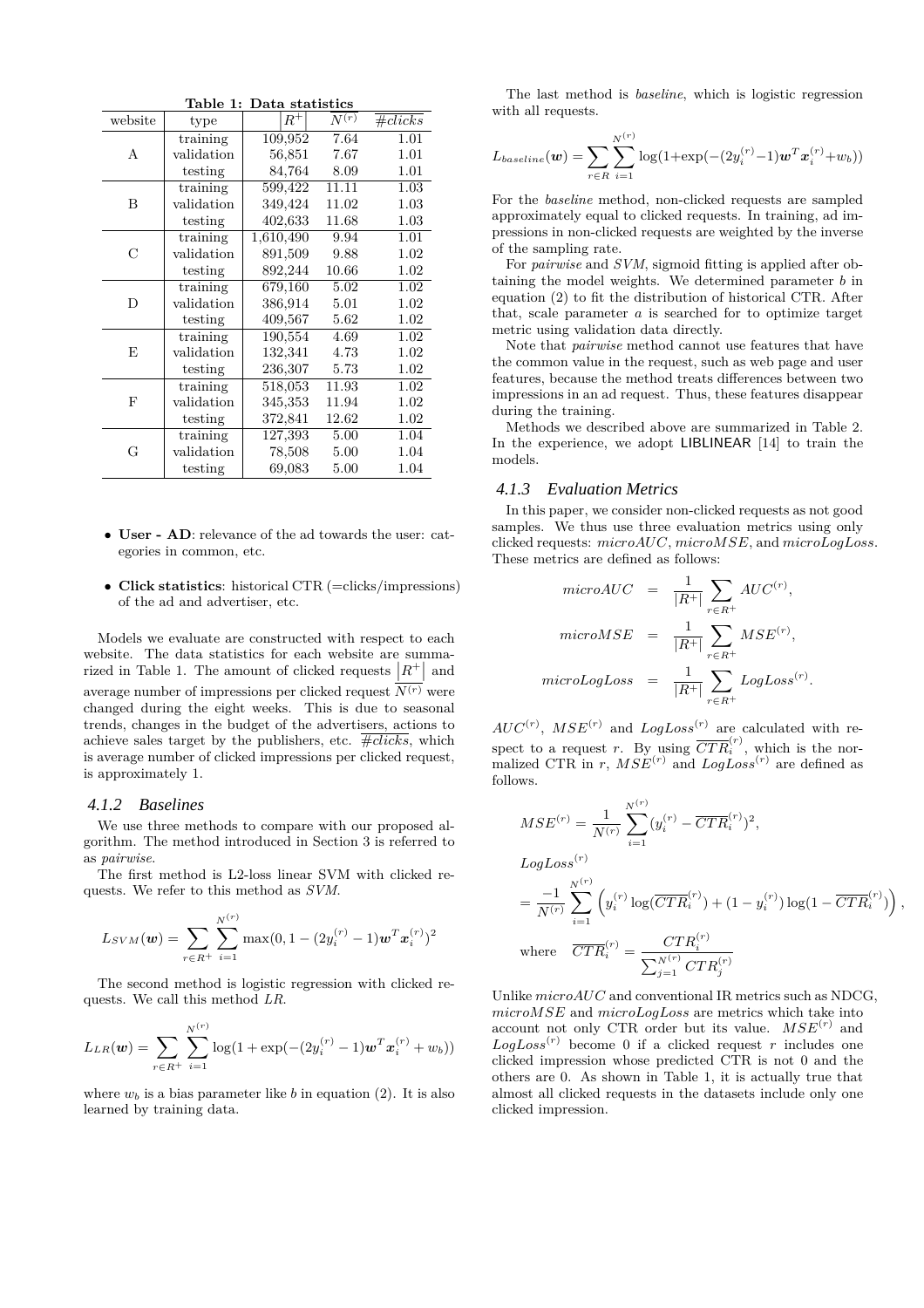**Table 1: Data statistics**

| website | type | $\|R^+\|$ | $\overline{N^{(r)}}$ | $\overline{\#clicks}$ |
|---|---|---|---|---|
| A | training | 109,952 | 7.64 | 1.01 |
| | validation | 56,851 | 7.67 | 1.01 |
| | testing | 84,764 | 8.09 | 1.01 |
| B | training | 599,422 | 11.11 | 1.03 |
| | validation | 349,424 | 11.02 | 1.03 |
| | testing | 402,633 | 11.68 | 1.03 |
| C | training | 1,610,490 | 9.94 | 1.01 |
| | validation | 891,509 | 9.88 | 1.02 |
| | testing | 892,244 | 10.66 | 1.02 |
| D | training | 679,160 | 5.02 | 1.02 |
| | validation | 386,914 | 5.01 | 1.02 |
| | testing | 409,567 | 5.62 | 1.02 |
| E | training | 190,554 | 4.69 | 1.02 |
| | validation | 132,341 | 4.73 | 1.02 |
| | testing | 236,307 | 5.73 | 1.02 |
| F | training | 518,053 | 11.93 | 1.02 |
| | validation | 345,353 | 11.94 | 1.02 |
| | testing | 372,841 | 12.62 | 1.02 |
| G | training | 127,393 | 5.00 | 1.04 |
| | validation | 78,508 | 5.00 | 1.04 |
| | testing | 69,083 | 5.00 | 1.04 |

- **User - AD**: relevance of the ad towards the user: categories in common, etc.
- **Click statistics**: historical CTR (=clicks/impressions) of the ad and advertiser, etc.

Models we evaluate are constructed with respect to each website. The data statistics for each website are summarized in Table 1. The amount of clicked requests $|R^+|$ and average number of impressions per clicked request $\overline{N^{(r)}}$ were changed during the eight weeks. This is due to seasonal trends, changes in the budget of the advertisers, actions to achieve sales target by the publishers, etc. $\overline{\#clicks}$, which is average number of clicked impressions per clicked request, is approximately 1.

### 4.1.2 Baselines

We use three methods to compare with our proposed algorithm. The method introduced in Section 3 is referred to as *pairwise*.

The first method is L2-loss linear SVM with clicked requests. We refer to this method as *SVM*.

$$L_{SVM}(\boldsymbol{w}) = \sum_{r \in R^+} \sum_{i=1}^{N^{(r)}} \max(0, 1 - (2y_i^{(r)} - 1)\boldsymbol{w}^T \boldsymbol{x}_i^{(r)})^2$$

The second method is logistic regression with clicked requests. We call this method *LR*.

$$L_{LR}(\boldsymbol{w}) = \sum_{r \in R^+} \sum_{i=1}^{N^{(r)}} \log(1 + \exp(-(2y_i^{(r)} - 1)\boldsymbol{w}^T \boldsymbol{x}_i^{(r)} + w_b))$$

where $w_b$ is a bias parameter like $b$ in equation (2). It is also learned by training data.

The last method is *baseline*, which is logistic regression with all requests.

$$L_{baseline}(\boldsymbol{w}) = \sum_{r \in R} \sum_{i=1}^{N^{(r)}} \log(1 + \exp(-(2y_i^{(r)} - 1)\boldsymbol{w}^T \boldsymbol{x}_i^{(r)} + w_b))$$

For the *baseline* method, non-clicked requests are sampled approximately equal to clicked requests. In training, ad impressions in non-clicked requests are weighted by the inverse of the sampling rate.

For *pairwise* and *SVM*, sigmoid fitting is applied after obtaining the model weights. We determined parameter $b$ in equation (2) to fit the distribution of historical CTR. After that, scale parameter $a$ is searched for to optimize target metric using validation data directly.

Note that *pairwise* method cannot use features that have the common value in the request, such as web page and user features, because the method treats differences between two impressions in an ad request. Thus, these features disappear during the training.

Methods we described above are summarized in Table 2. In the experience, we adopt LIBLINEAR [14] to train the models.

### 4.1.3 Evaluation Metrics

In this paper, we consider non-clicked requests as not good samples. We thus use three evaluation metrics using only clicked requests: $microAUC$, $microMSE$, and $microLogLoss$. These metrics are defined as follows:

$$\begin{aligned} microAUC &= \frac{1}{|R^+|} \sum_{r \in R^+} AUC^{(r)}, \\ microMSE &= \frac{1}{|R^+|} \sum_{r \in R^+} MSE^{(r)}, \\ microLogLoss &= \frac{1}{|R^+|} \sum_{r \in R^+} LogLoss^{(r)}. \end{aligned}$$

$AUC^{(r)}$, $MSE^{(r)}$ and $LogLoss^{(r)}$ are calculated with respect to a request $r$. By using $\overline{CTR}_i^{(r)}$, which is the normalized CTR in $r$, $MSE^{(r)}$ and $LogLoss^{(r)}$ are defined as follows.

$$MSE^{(r)} = \frac{1}{N^{(r)}} \sum_{i=1}^{N^{(r)}} (y_i^{(r)} - \overline{CTR}_i^{(r)})^2,$$

$$\begin{aligned} &LogLoss^{(r)} \\ &= \frac{-1}{N^{(r)}} \sum_{i=1}^{N^{(r)}} \left( y_i^{(r)} \log(\overline{CTR}_i^{(r)}) + (1 - y_i^{(r)}) \log(1 - \overline{CTR}_i^{(r)}) \right), \\ &\text{where} \quad \overline{CTR}_i^{(r)} = \frac{CTR_i^{(r)}}{\sum_{j=1}^{N^{(r)}} CTR_j^{(r)}} \end{aligned}$$

Unlike $microAUC$ and conventional IR metrics such as NDCG, $microMSE$ and $microLogLoss$ are metrics which take into account not only CTR order but its value. $MSE^{(r)}$ and $LogLoss^{(r)}$ become 0 if a clicked request $r$ includes one clicked impression whose predicted CTR is not 0 and the others are 0. As shown in Table 1, it is actually true that almost all clicked requests in the datasets include only one clicked impression.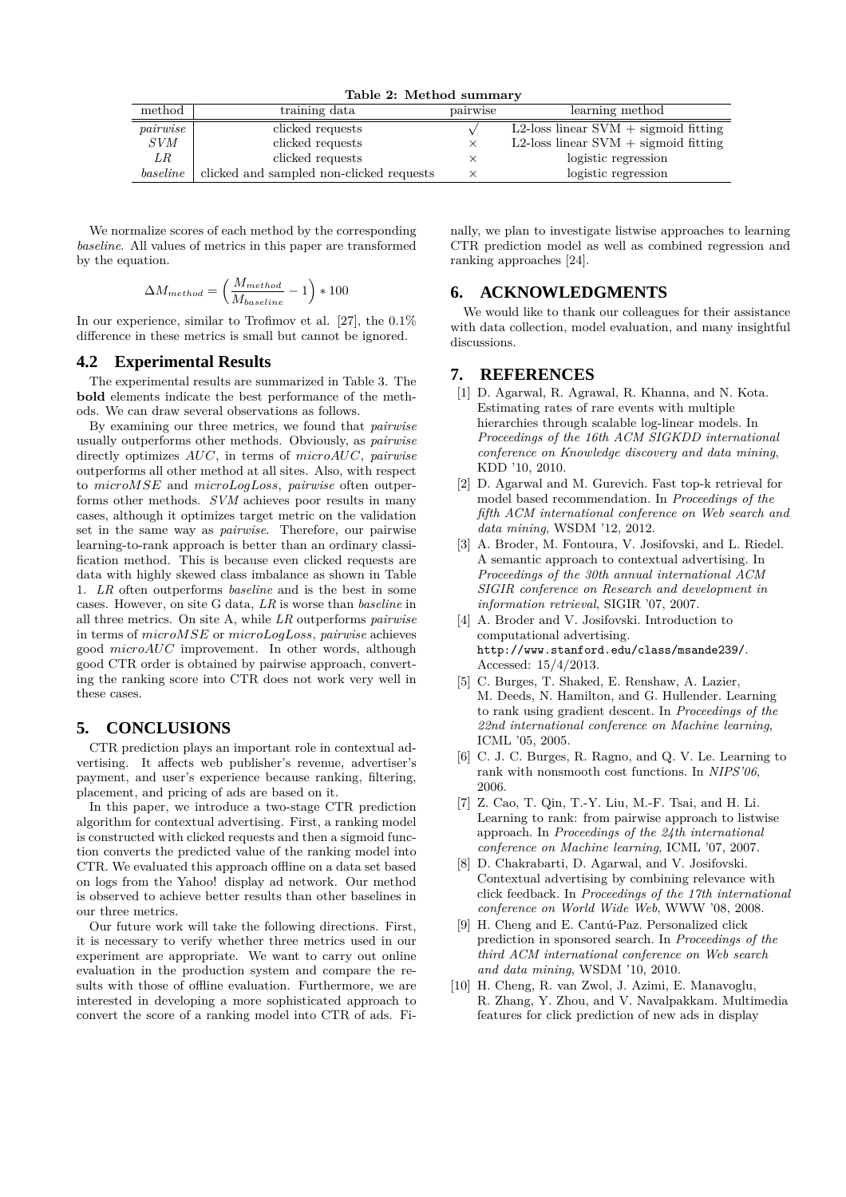**Table 2: Method summary**

| method | training data | pairwise | learning method |
|---|---|---|---|
| *pairwise* | clicked requests | $\surd$ | L2-loss linear SVM + sigmoid fitting |
| *SVM* | clicked requests | $\times$ | L2-loss linear SVM + sigmoid fitting |
| *LR* | clicked requests | $\times$ | logistic regression |
| *baseline* | clicked and sampled non-clicked requests | $\times$ | logistic regression |

We normalize scores of each method by the corresponding *baseline*. All values of metrics in this paper are transformed by the equation.

$$\Delta M_{method} = \left(\frac{M_{method}}{M_{baseline}} - 1\right) * 100$$

In our experience, similar to Trofimov et al. [27], the 0.1% difference in these metrics is small but cannot be ignored.

## 4.2 Experimental Results

The experimental results are summarized in Table 3. The **bold** elements indicate the best performance of the methods. We can draw several observations as follows.

By examining our three metrics, we found that *pairwise* usually outperforms other methods. Obviously, as *pairwise* directly optimizes $AUC$, in terms of $microAUC$, *pairwise* outperforms all other method at all sites. Also, with respect to $microMSE$ and $microLogLoss$, *pairwise* often outperforms other methods. *SVM* achieves poor results in many cases, although it optimizes target metric on the validation set in the same way as *pairwise*. Therefore, our pairwise learning-to-rank approach is better than an ordinary classification method. This is because even clicked requests are data with highly skewed class imbalance as shown in Table 1. *LR* often outperforms *baseline* and is the best in some cases. However, on site G data, *LR* is worse than *baseline* in all three metrics. On site A, while *LR* outperforms *pairwise* in terms of $microMSE$ or $microLogLoss$, *pairwise* achieves good $microAUC$ improvement. In other words, although good CTR order is obtained by pairwise approach, converting the ranking score into CTR does not work very well in these cases.

# 5. CONCLUSIONS

CTR prediction plays an important role in contextual advertising. It affects web publisher's revenue, advertiser's payment, and user's experience because ranking, filtering, placement, and pricing of ads are based on it.

In this paper, we introduce a two-stage CTR prediction algorithm for contextual advertising. First, a ranking model is constructed with clicked requests and then a sigmoid function converts the predicted value of the ranking model into CTR. We evaluated this approach offline on a data set based on logs from the Yahoo! display ad network. Our method is observed to achieve better results than other baselines in our three metrics.

Our future work will take the following directions. First, it is necessary to verify whether three metrics used in our experiment are appropriate. We want to carry out online evaluation in the production system and compare the results with those of offline evaluation. Furthermore, we are interested in developing a more sophisticated approach to convert the score of a ranking model into CTR of ads. Finally, we plan to investigate listwise approaches to learning CTR prediction model as well as combined regression and ranking approaches [24].

# 6. ACKNOWLEDGMENTS

We would like to thank our colleagues for their assistance with data collection, model evaluation, and many insightful discussions.

# 7. REFERENCES

[1] D. Agarwal, R. Agrawal, R. Khanna, and N. Kota. Estimating rates of rare events with multiple hierarchies through scalable log-linear models. In *Proceedings of the 16th ACM SIGKDD international conference on Knowledge discovery and data mining*, KDD '10, 2010.

[2] D. Agarwal and M. Gurevich. Fast top-k retrieval for model based recommendation. In *Proceedings of the fifth ACM international conference on Web search and data mining*, WSDM '12, 2012.

[3] A. Broder, M. Fontoura, V. Josifovski, and L. Riedel. A semantic approach to contextual advertising. In *Proceedings of the 30th annual international ACM SIGIR conference on Research and development in information retrieval*, SIGIR '07, 2007.

[4] A. Broder and V. Josifovski. Introduction to computational advertising. `http://www.stanford.edu/class/msande239/`. Accessed: 15/4/2013.

[5] C. Burges, T. Shaked, E. Renshaw, A. Lazier, M. Deeds, N. Hamilton, and G. Hullender. Learning to rank using gradient descent. In *Proceedings of the 22nd international conference on Machine learning*, ICML '05, 2005.

[6] C. J. C. Burges, R. Ragno, and Q. V. Le. Learning to rank with nonsmooth cost functions. In *NIPS'06*, 2006.

[7] Z. Cao, T. Qin, T.-Y. Liu, M.-F. Tsai, and H. Li. Learning to rank: from pairwise approach to listwise approach. In *Proceedings of the 24th international conference on Machine learning*, ICML '07, 2007.

[8] D. Chakrabarti, D. Agarwal, and V. Josifovski. Contextual advertising by combining relevance with click feedback. In *Proceedings of the 17th international conference on World Wide Web*, WWW '08, 2008.

[9] H. Cheng and E. Cantú-Paz. Personalized click prediction in sponsored search. In *Proceedings of the third ACM international conference on Web search and data mining*, WSDM '10, 2010.

[10] H. Cheng, R. van Zwol, J. Azimi, E. Manavoglu, R. Zhang, Y. Zhou, and V. Navalpakkam. Multimedia features for click prediction of new ads in display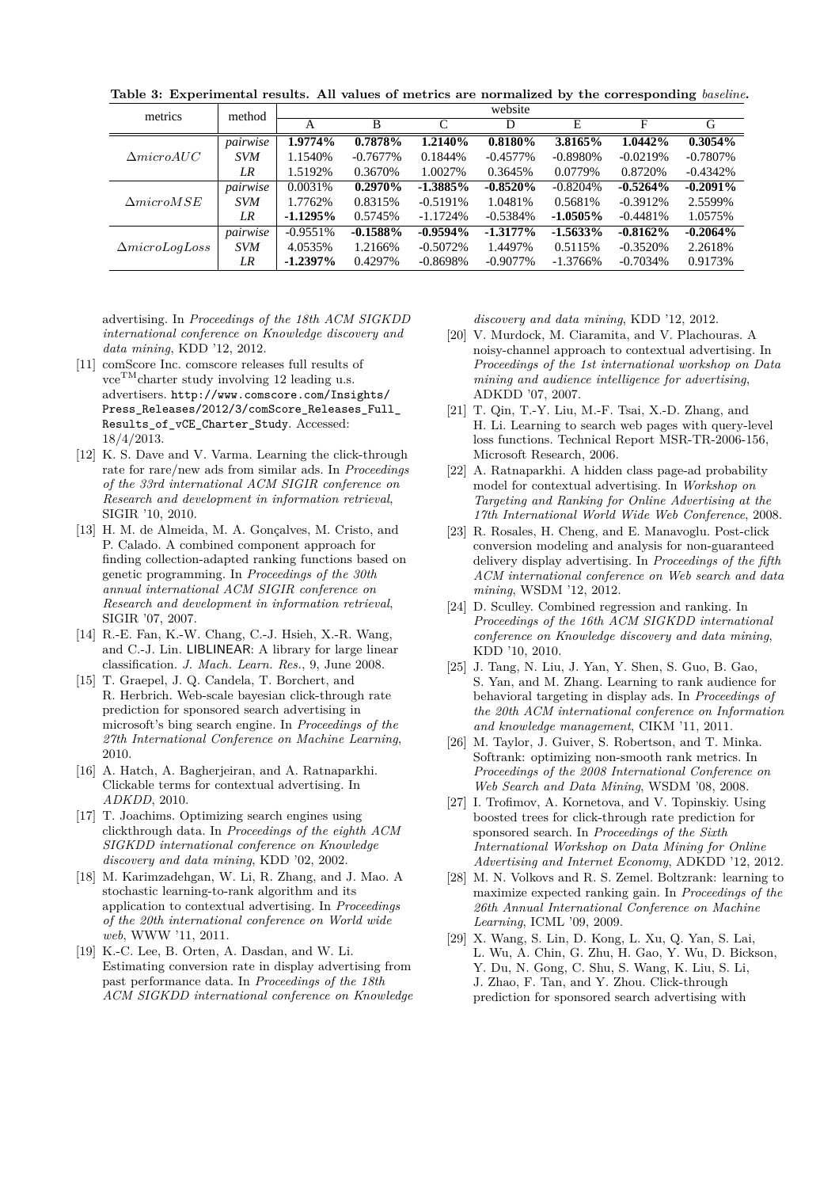**Table 3: Experimental results. All values of metrics are normalized by the corresponding *baseline*.**

| metrics | method | website | | | | | | |
|---|---|---|---|---|---|---|---|---|
| | | A | B | C | D | E | F | G |
| $\Delta microAUC$ | *pairwise* | **1.9774%** | **0.7878%** | **1.2140%** | **0.8180%** | **3.8165%** | **1.0442%** | **0.3054%** |
| | *SVM* | 1.1540% | -0.7677% | 0.1844% | -0.4577% | -0.8980% | -0.0219% | -0.7807% |
| | *LR* | 1.5192% | 0.3670% | 1.0027% | 0.3645% | 0.0779% | 0.8720% | -0.4342% |
| $\Delta microMSE$ | *pairwise* | 0.0031% | **0.2970%** | **-1.3885%** | **-0.8520%** | -0.8204% | **-0.5264%** | **-0.2091%** |
| | *SVM* | 1.7762% | 0.8315% | -0.5191% | 1.0481% | 0.5681% | -0.3912% | 2.5599% |
| | *LR* | **-1.1295%** | 0.5745% | -1.1724% | -0.5384% | **-1.0505%** | -0.4481% | 1.0575% |
| $\Delta microLogLoss$ | *pairwise* | -0.9551% | **-0.1588%** | **-0.9594%** | **-1.3177%** | **-1.5633%** | **-0.8162%** | **-0.2064%** |
| | *SVM* | 4.0535% | 1.2166% | -0.5072% | 1.4497% | 0.5115% | -0.3520% | 2.2618% |
| | *LR* | **-1.2397%** | 0.4297% | -0.8698% | -0.9077% | -1.3766% | -0.7034% | 0.9173% |

advertising. In *Proceedings of the 18th ACM SIGKDD international conference on Knowledge discovery and data mining*, KDD '12, 2012.

[11] comScore Inc. comscore releases full results of vce$^{TM}$charter study involving 12 leading u.s. advertisers. http://www.comscore.com/Insights/Press_Releases/2012/3/comScore_Releases_Full_Results_of_vCE_Charter_Study. Accessed: 18/4/2013.

[12] K. S. Dave and V. Varma. Learning the click-through rate for rare/new ads from similar ads. In *Proceedings of the 33rd international ACM SIGIR conference on Research and development in information retrieval*, SIGIR '10, 2010.

[13] H. M. de Almeida, M. A. Gonçalves, M. Cristo, and P. Calado. A combined component approach for finding collection-adapted ranking functions based on genetic programming. In *Proceedings of the 30th annual international ACM SIGIR conference on Research and development in information retrieval*, SIGIR '07, 2007.

[14] R.-E. Fan, K.-W. Chang, C.-J. Hsieh, X.-R. Wang, and C.-J. Lin. LIBLINEAR: A library for large linear classification. *J. Mach. Learn. Res.*, 9, June 2008.

[15] T. Graepel, J. Q. Candela, T. Borchert, and R. Herbrich. Web-scale bayesian click-through rate prediction for sponsored search advertising in microsoft's bing search engine. In *Proceedings of the 27th International Conference on Machine Learning*, 2010.

[16] A. Hatch, A. Bagherjeiran, and A. Ratnaparkhi. Clickable terms for contextual advertising. In *ADKDD*, 2010.

[17] T. Joachims. Optimizing search engines using clickthrough data. In *Proceedings of the eighth ACM SIGKDD international conference on Knowledge discovery and data mining*, KDD '02, 2002.

[18] M. Karimzadehgan, W. Li, R. Zhang, and J. Mao. A stochastic learning-to-rank algorithm and its application to contextual advertising. In *Proceedings of the 20th international conference on World wide web*, WWW '11, 2011.

[19] K.-C. Lee, B. Orten, A. Dasdan, and W. Li. Estimating conversion rate in display advertising from past performance data. In *Proceedings of the 18th ACM SIGKDD international conference on Knowledge discovery and data mining*, KDD '12, 2012.

[20] V. Murdock, M. Ciaramita, and V. Plachouras. A noisy-channel approach to contextual advertising. In *Proceedings of the 1st international workshop on Data mining and audience intelligence for advertising*, ADKDD '07, 2007.

[21] T. Qin, T.-Y. Liu, M.-F. Tsai, X.-D. Zhang, and H. Li. Learning to search web pages with query-level loss functions. Technical Report MSR-TR-2006-156, Microsoft Research, 2006.

[22] A. Ratnaparkhi. A hidden class page-ad probability model for contextual advertising. In *Workshop on Targeting and Ranking for Online Advertising at the 17th International World Wide Web Conference*, 2008.

[23] R. Rosales, H. Cheng, and E. Manavoglu. Post-click conversion modeling and analysis for non-guaranteed delivery display advertising. In *Proceedings of the fifth ACM international conference on Web search and data mining*, WSDM '12, 2012.

[24] D. Sculley. Combined regression and ranking. In *Proceedings of the 16th ACM SIGKDD international conference on Knowledge discovery and data mining*, KDD '10, 2010.

[25] J. Tang, N. Liu, J. Yan, Y. Shen, S. Guo, B. Gao, S. Yan, and M. Zhang. Learning to rank audience for behavioral targeting in display ads. In *Proceedings of the 20th ACM international conference on Information and knowledge management*, CIKM '11, 2011.

[26] M. Taylor, J. Guiver, S. Robertson, and T. Minka. Softrank: optimizing non-smooth rank metrics. In *Proceedings of the 2008 International Conference on Web Search and Data Mining*, WSDM '08, 2008.

[27] I. Trofimov, A. Kornetova, and V. Topinskiy. Using boosted trees for click-through rate prediction for sponsored search. In *Proceedings of the Sixth International Workshop on Data Mining for Online Advertising and Internet Economy*, ADKDD '12, 2012.

[28] M. N. Volkovs and R. S. Zemel. Boltzrank: learning to maximize expected ranking gain. In *Proceedings of the 26th Annual International Conference on Machine Learning*, ICML '09, 2009.

[29] X. Wang, S. Lin, D. Kong, L. Xu, Q. Yan, S. Lai, L. Wu, A. Chin, G. Zhu, H. Gao, Y. Wu, D. Bickson, Y. Du, N. Gong, C. Shu, S. Wang, K. Liu, S. Li, J. Zhao, F. Tan, and Y. Zhou. Click-through prediction for sponsored search advertising with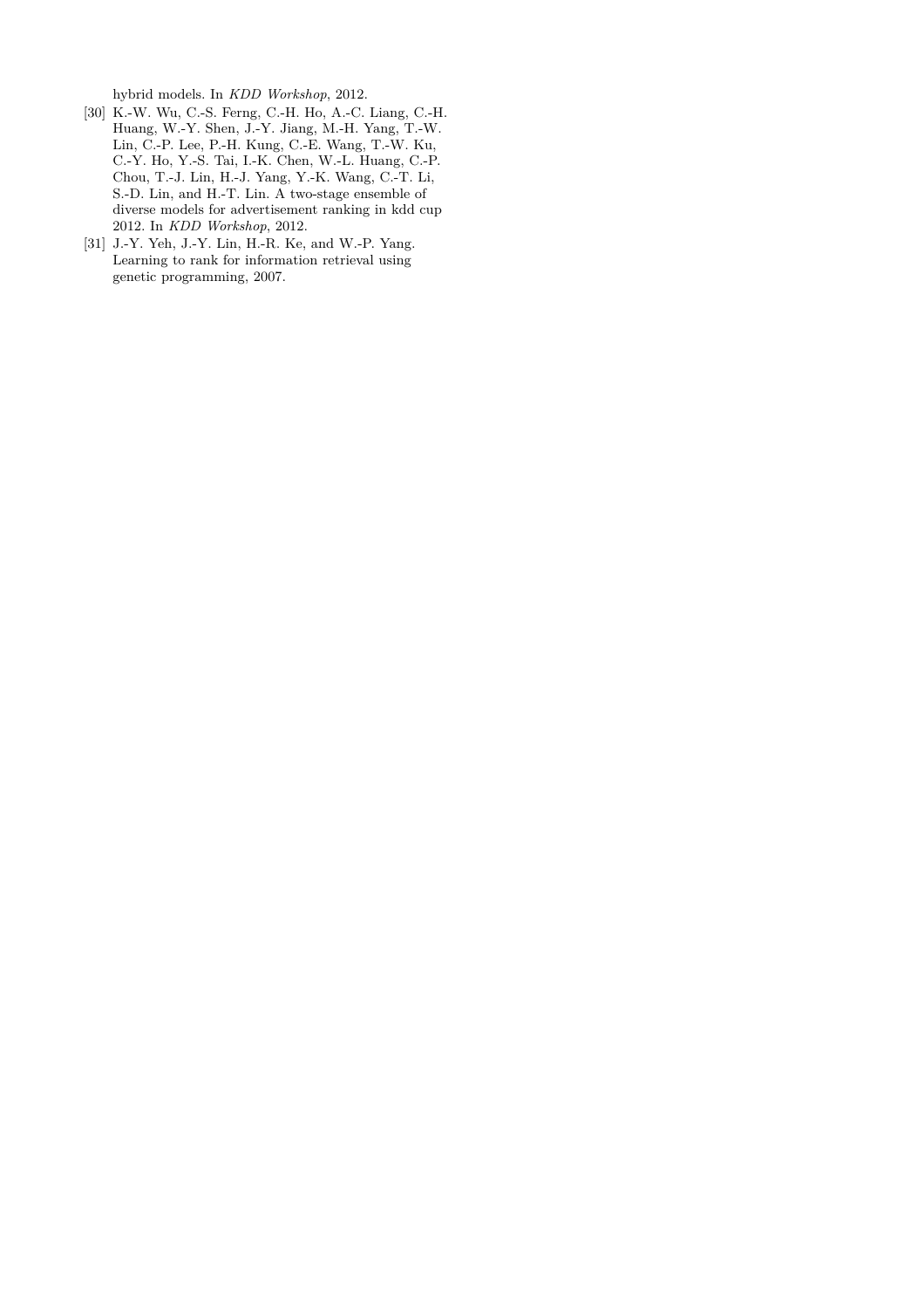hybrid models. In *KDD Workshop*, 2012.

[30] K.-W. Wu, C.-S. Ferng, C.-H. Ho, A.-C. Liang, C.-H. Huang, W.-Y. Shen, J.-Y. Jiang, M.-H. Yang, T.-W. Lin, C.-P. Lee, P.-H. Kung, C.-E. Wang, T.-W. Ku, C.-Y. Ho, Y.-S. Tai, I.-K. Chen, W.-L. Huang, C.-P. Chou, T.-J. Lin, H.-J. Yang, Y.-K. Wang, C.-T. Li, S.-D. Lin, and H.-T. Lin. A two-stage ensemble of diverse models for advertisement ranking in kdd cup 2012. In *KDD Workshop*, 2012.

[31] J.-Y. Yeh, J.-Y. Lin, H.-R. Ke, and W.-P. Yang. Learning to rank for information retrieval using genetic programming, 2007.